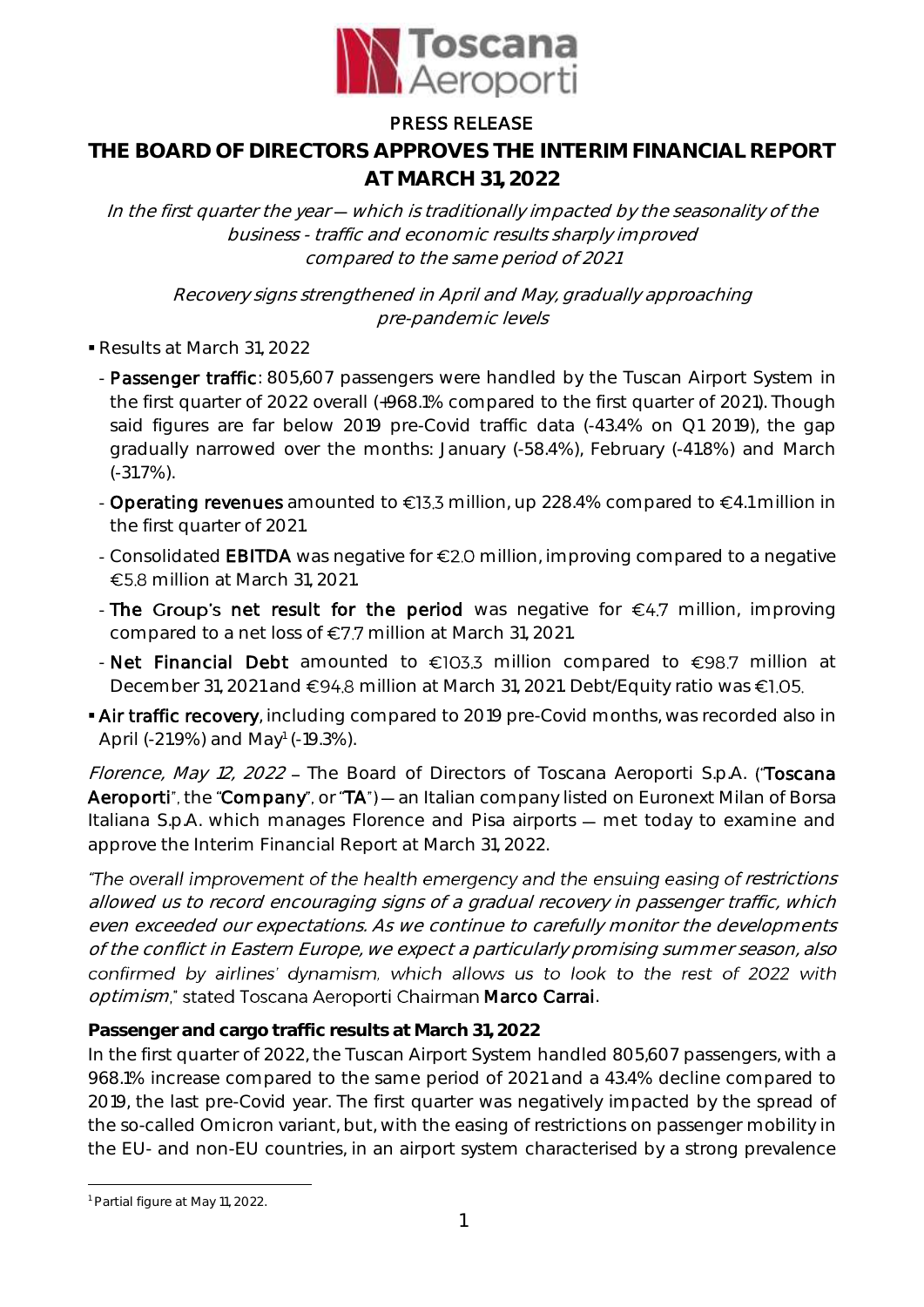PRESS RELEASE

# THE BOARD OF DIRECTORS APPROVES THE INTERIM FINANCIAL REPORT AT MARCH 31, 2022

*In the first quarter the year — which is traditionally impacted by the seasonality of the business - traffic and economic results sharply improved compared to the same period of 2021*

*Recovery signs strengthened in April and May, gradually approaching pre-pandemic levels*

- Results at March 31, 2022
  - **Passenger traffic**: 805,607 passengers were handled by the Tuscan Airport System in the first quarter of 2022 overall (+968.1% compared to the first quarter of 2021). Though said figures are far below 2019 pre-Covid traffic data (-43.4% on Q1 2019), the gap gradually narrowed over the months: January (-58.4%), February (-41.8%) and March (-31.7%).
  - **Operating revenues** amounted to €13.3 million, up 228.4% compared to €4.1 million in the first quarter of 2021.
  - Consolidated **EBITDA** was negative for €2.0 million, improving compared to a negative €5.8 million at March 31, 2021.
  - **The Group's net result for the period** was negative for €4.7 million, improving compared to a net loss of €7.7 million at March 31, 2021.
  - **Net Financial Debt** amounted to €103.3 million compared to €98.7 million at December 31, 2021 and €94.8 million at March 31, 2021. Debt/Equity ratio was €1.05.
- **Air traffic recovery**, including compared to 2019 pre-Covid months, was recorded also in April (-21.9%) and May[1] (-19.3%).

*Florence, May 12, 2022* – The Board of Directors of Toscana Aeroporti S.p.A. ("**Toscana Aeroporti**", the "**Company**", or "**TA**") — an Italian company listed on Euronext Milan of Borsa Italiana S.p.A. which manages Florence and Pisa airports — met today to examine and approve the Interim Financial Report at March 31, 2022.

*"The overall improvement of the health emergency and the ensuing easing of restrictions allowed us to record encouraging signs of a gradual recovery in passenger traffic, which even exceeded our expectations. As we continue to carefully monitor the developments of the conflict in Eastern Europe, we expect a particularly promising summer season, also confirmed by airlines' dynamism, which allows us to look to the rest of 2022 with optimism,"* stated Toscana Aeroporti Chairman **Marco Carrai**.

**Passenger and cargo traffic results at March 31, 2022**

In the first quarter of 2022, the Tuscan Airport System handled 805,607 passengers, with a 968.1% increase compared to the same period of 2021 and a 43.4% decline compared to 2019, the last pre-Covid year. The first quarter was negatively impacted by the spread of the so-called Omicron variant, but, with the easing of restrictions on passenger mobility in the EU- and non-EU countries, in an airport system characterised by a strong prevalence

[1] Partial figure at May 11, 2022.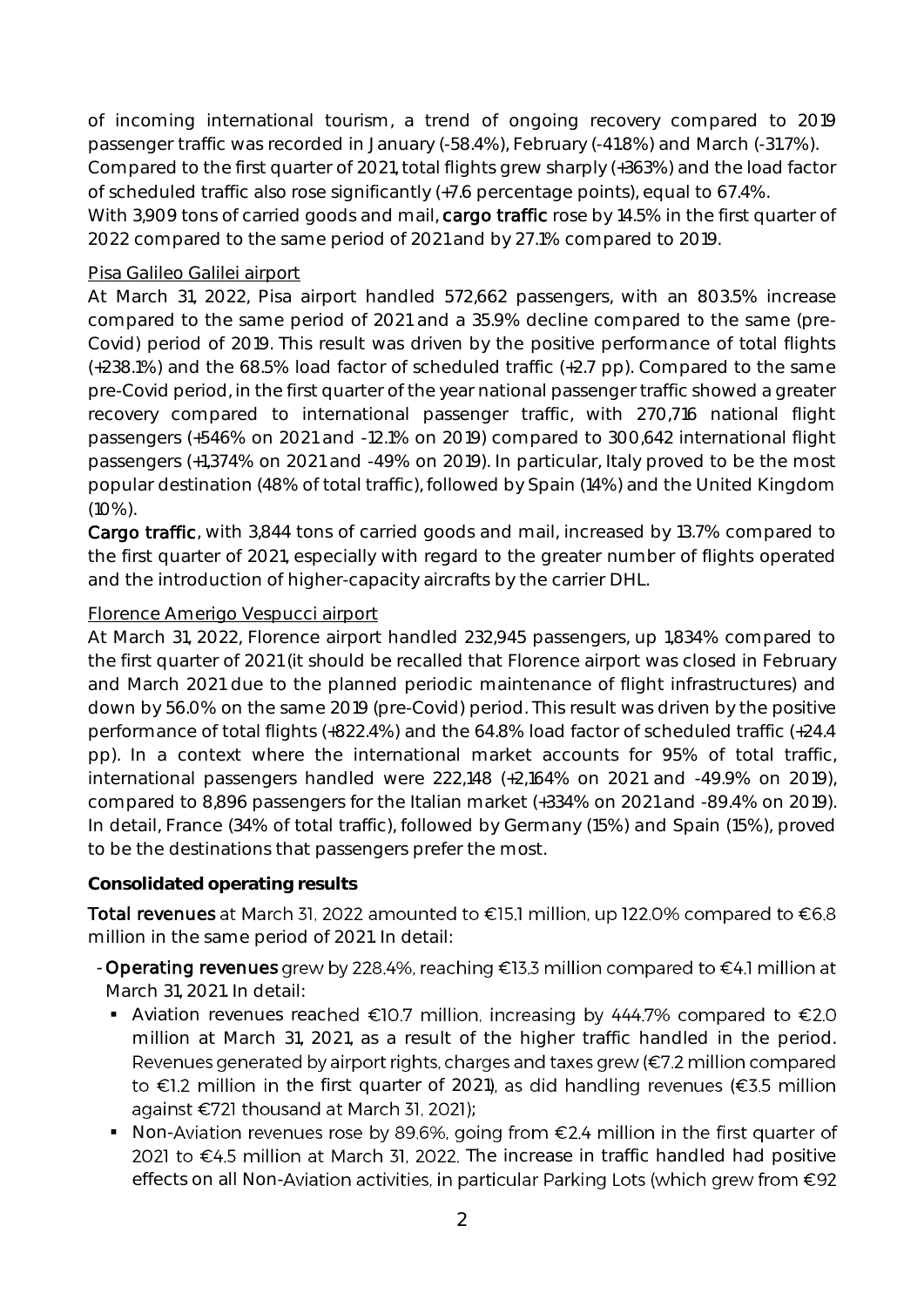of incoming international tourism, a trend of ongoing recovery compared to 2019 passenger traffic was recorded in January (-58.4%), February (-41.8%) and March (-31.7%). Compared to the first quarter of 2021, total flights grew sharply (+363%) and the load factor of scheduled traffic also rose significantly (+7.6 percentage points), equal to 67.4%. With 3,909 tons of carried goods and mail, **cargo traffic** rose by 14.5% in the first quarter of 2022 compared to the same period of 2021 and by 27.1% compared to 2019.

Pisa Galileo Galilei airport

At March 31, 2022, Pisa airport handled 572,662 passengers, with an 803.5% increase compared to the same period of 2021 and a 35.9% decline compared to the same (pre-Covid) period of 2019. This result was driven by the positive performance of total flights (+238.1%) and the 68.5% load factor of scheduled traffic (+2.7 pp). Compared to the same pre-Covid period, in the first quarter of the year national passenger traffic showed a greater recovery compared to international passenger traffic, with 270,716 national flight passengers (+546% on 2021 and -12.1% on 2019) compared to 300,642 international flight passengers (+1,374% on 2021 and -49% on 2019). In particular, Italy proved to be the most popular destination (48% of total traffic), followed by Spain (14%) and the United Kingdom (10%).

**Cargo traffic**, with 3,844 tons of carried goods and mail, increased by 13.7% compared to the first quarter of 2021, especially with regard to the greater number of flights operated and the introduction of higher-capacity aircrafts by the carrier DHL.

Florence Amerigo Vespucci airport

At March 31, 2022, Florence airport handled 232,945 passengers, up 1,834% compared to the first quarter of 2021 (it should be recalled that Florence airport was closed in February and March 2021 due to the planned periodic maintenance of flight infrastructures) and down by 56.0% on the same 2019 (pre-Covid) period. This result was driven by the positive performance of total flights (+822.4%) and the 64.8% load factor of scheduled traffic (+24.4 pp). In a context where the international market accounts for 95% of total traffic, international passengers handled were 222,148 (+2,164% on 2021 and -49.9% on 2019), compared to 8,896 passengers for the Italian market (+334% on 2021 and -89.4% on 2019). In detail, France (34% of total traffic), followed by Germany (15%) and Spain (15%), proved to be the destinations that passengers prefer the most.

**Consolidated operating results**

**Total revenues** at March 31, 2022 amounted to €15.1 million, up 122.0% compared to €6.8 million in the same period of 2021. In detail:

- **Operating revenues** grew by 228.4%, reaching €13.3 million compared to €4.1 million at March 31, 2021. In detail:
  - Aviation revenues reached €10.7 million, increasing by 444.7% compared to €2.0 million at March 31, 2021, as a result of the higher traffic handled in the period. Revenues generated by airport rights, charges and taxes grew (€7.2 million compared to €1.2 million in the first quarter of 2021), as did handling revenues (€3.5 million against €721 thousand at March 31, 2021);
  - Non-Aviation revenues rose by 89.6%, going from €2.4 million in the first quarter of 2021 to €4.5 million at March 31, 2022. The increase in traffic handled had positive effects on all Non-Aviation activities, in particular Parking Lots (which grew from €92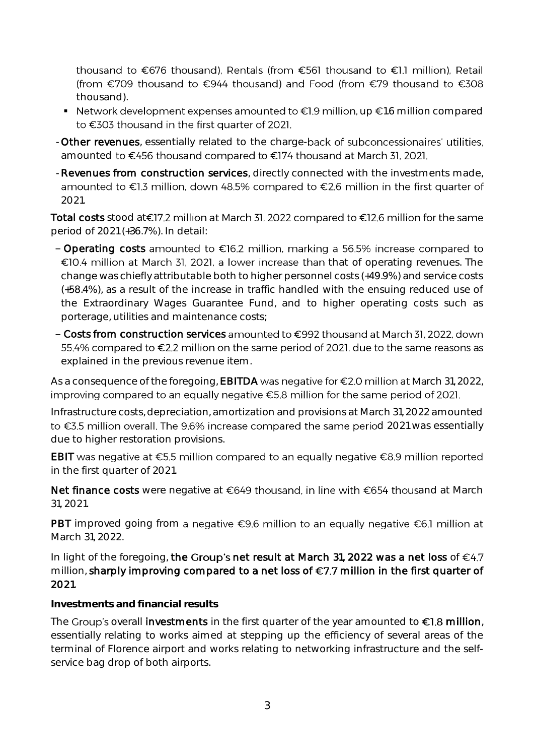thousand to €676 thousand), Rentals (from €561 thousand to €1.1 million), Retail (from €709 thousand to €944 thousand) and Food (from €79 thousand to €308 thousand).

- Network development expenses amounted to €1.9 million, up €1.6 million compared to €303 thousand in the first quarter of 2021.

- **Other revenues**, essentially related to the charge-back of subconcessionaires' utilities, amounted to €456 thousand compared to €174 thousand at March 31, 2021.
- **Revenues from construction services**, directly connected with the investments made, amounted to €1.3 million, down 48.5% compared to €2.6 million in the first quarter of 2021.

**Total costs** stood at€17.2 million at March 31, 2022 compared to €12.6 million for the same period of 2021 (+36.7%). In detail:

- **Operating costs** amounted to €16.2 million, marking a 56.5% increase compared to €10.4 million at March 31, 2021, a lower increase than that of operating revenues. The change was chiefly attributable both to higher personnel costs (+49.9%) and service costs (+58.4%), as a result of the increase in traffic handled with the ensuing reduced use of the Extraordinary Wages Guarantee Fund, and to higher operating costs such as porterage, utilities and maintenance costs;
- **Costs from construction services** amounted to €992 thousand at March 31, 2022, down 55.4% compared to €2.2 million on the same period of 2021, due to the same reasons as explained in the previous revenue item.

As a consequence of the foregoing, **EBITDA** was negative for €2.0 million at March 31, 2022, improving compared to an equally negative €5.8 million for the same period of 2021.

Infrastructure costs, depreciation, amortization and provisions at March 31, 2022 amounted to €3.5 million overall. The 9.6% increase compared the same period 2021 was essentially due to higher restoration provisions.

**EBIT** was negative at €5.5 million compared to an equally negative €8.9 million reported in the first quarter of 2021.

**Net finance costs** were negative at €649 thousand, in line with €654 thousand at March 31, 2021.

**PBT** improved going from a negative €9.6 million to an equally negative €6.1 million at March 31, 2022.

In light of the foregoing, **the Group's net result at March 31, 2022 was a net loss** of €4.7 million, **sharply improving compared to a net loss of €7.7 million in the first quarter of 2021.**

**Investments and financial results**

The Group's overall **investments** in the first quarter of the year amounted to **€1.8 million**, essentially relating to works aimed at stepping up the efficiency of several areas of the terminal of Florence airport and works relating to networking infrastructure and the self-service bag drop of both airports.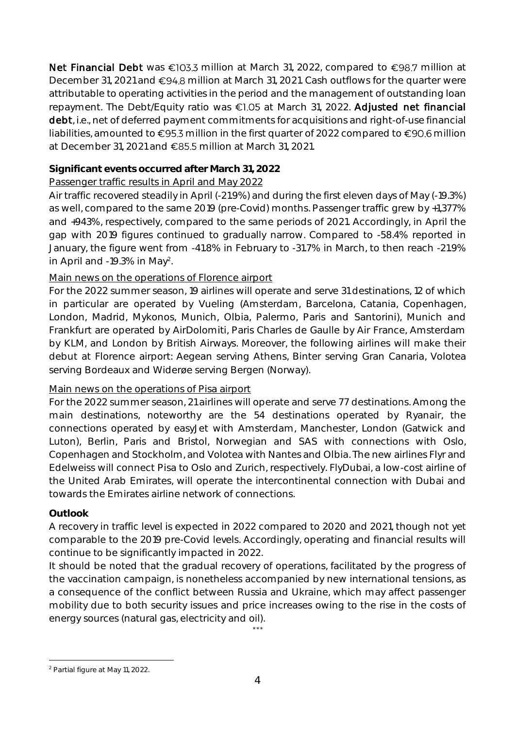**Net Financial Debt** was €103.3 million at March 31, 2022, compared to €98.7 million at December 31, 2021 and €94.8 million at March 31, 2021. Cash outflows for the quarter were attributable to operating activities in the period and the management of outstanding loan repayment. The Debt/Equity ratio was €1.05 at March 31, 2022. **Adjusted net financial debt**, i.e., net of deferred payment commitments for acquisitions and right-of-use financial liabilities, amounted to €95.3 million in the first quarter of 2022 compared to €90.6 million at December 31, 2021 and €85.5 million at March 31, 2021.

**Significant events occurred after March 31, 2022**

Passenger traffic results in April and May 2022

Air traffic recovered steadily in April (-21.9%) and during the first eleven days of May (-19.3%) as well, compared to the same 2019 (pre-Covid) months. Passenger traffic grew by +1,377% and +943%, respectively, compared to the same periods of 2021. Accordingly, in April the gap with 2019 figures continued to gradually narrow. Compared to -58.4% reported in January, the figure went from -41.8% in February to -31.7% in March, to then reach -21.9% in April and -19.3% in May[2].

Main news on the operations of Florence airport

For the 2022 summer season, 19 airlines will operate and serve 31 destinations, 12 of which in particular are operated by Vueling (Amsterdam, Barcelona, Catania, Copenhagen, London, Madrid, Mykonos, Munich, Olbia, Palermo, Paris and Santorini), Munich and Frankfurt are operated by AirDolomiti, Paris Charles de Gaulle by Air France, Amsterdam by KLM, and London by British Airways. Moreover, the following airlines will make their debut at Florence airport: Aegean serving Athens, Binter serving Gran Canaria, Volotea serving Bordeaux and Widerøe serving Bergen (Norway).

Main news on the operations of Pisa airport

For the 2022 summer season, 21 airlines will operate and serve 77 destinations. Among the main destinations, noteworthy are the 54 destinations operated by Ryanair, the connections operated by easyJet with Amsterdam, Manchester, London (Gatwick and Luton), Berlin, Paris and Bristol, Norwegian and SAS with connections with Oslo, Copenhagen and Stockholm, and Volotea with Nantes and Olbia. The new airlines Flyr and Edelweiss will connect Pisa to Oslo and Zurich, respectively. FlyDubai, a low-cost airline of the United Arab Emirates, will operate the intercontinental connection with Dubai and towards the Emirates airline network of connections.

**Outlook**

A recovery in traffic level is expected in 2022 compared to 2020 and 2021, though not yet comparable to the 2019 pre-Covid levels. Accordingly, operating and financial results will continue to be significantly impacted in 2022.

It should be noted that the gradual recovery of operations, facilitated by the progress of the vaccination campaign, is nonetheless accompanied by new international tensions, as a consequence of the conflict between Russia and Ukraine, which may affect passenger mobility due to both security issues and price increases owing to the rise in the costs of energy sources (natural gas, electricity and oil).

\*\*\*

[2] Partial figure at May 11, 2022.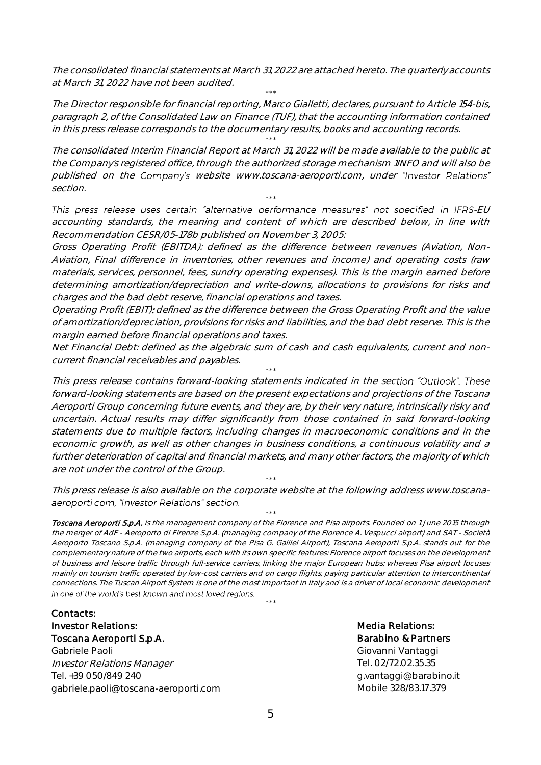*The consolidated financial statements at March 31, 2022 are attached hereto. The quarterly accounts at March 31, 2022 have not been audited.*

\*\*\*

*The Director responsible for financial reporting, Marco Gialletti, declares, pursuant to Article 154-bis, paragraph 2, of the Consolidated Law on Finance (TUF), that the accounting information contained in this press release corresponds to the documentary results, books and accounting records.*

\*\*\*

*The consolidated Interim Financial Report at March 31, 2022 will be made available to the public at the Company's registered office, through the authorized storage mechanism 1INFO and will also be published on the Company's website www.toscana-aeroporti.com, under "Investor Relations" section.*

\*\*\*

*This press release uses certain "alternative performance measures" not specified in IFRS-EU accounting standards, the meaning and content of which are described below, in line with Recommendation CESR/05-178b published on November 3, 2005:*

*Gross Operating Profit (EBITDA): defined as the difference between revenues (Aviation, Non-Aviation, Final difference in inventories, other revenues and income) and operating costs (raw materials, services, personnel, fees, sundry operating expenses). This is the margin earned before determining amortization/depreciation and write-downs, allocations to provisions for risks and charges and the bad debt reserve, financial operations and taxes.*

*Operating Profit (EBIT): defined as the difference between the Gross Operating Profit and the value of amortization/depreciation, provisions for risks and liabilities, and the bad debt reserve. This is the margin earned before financial operations and taxes.*

*Net Financial Debt: defined as the algebraic sum of cash and cash equivalents, current and non-current financial receivables and payables.*

\*\*\*

*This press release contains forward-looking statements indicated in the section "Outlook". These forward-looking statements are based on the present expectations and projections of the Toscana Aeroporti Group concerning future events, and they are, by their very nature, intrinsically risky and uncertain. Actual results may differ significantly from those contained in said forward-looking statements due to multiple factors, including changes in macroeconomic conditions and in the economic growth, as well as other changes in business conditions, a continuous volatility and a further deterioration of capital and financial markets, and many other factors, the majority of which are not under the control of the Group.*

\*\*\*

*This press release is also available on the corporate website at the following address www.toscana-aeroporti.com, "Investor Relations" section.*

\*\*\*

***Toscana Aeroporti S.p.A.*** *is the management company of the Florence and Pisa airports. Founded on 1 June 2015 through the merger of AdF - Aeroporto di Firenze S.p.A. (managing company of the Florence A. Vespucci airport) and SAT - Società Aeroporto Toscano S.p.A. (managing company of the Pisa G. Galilei Airport), Toscana Aeroporti S.p.A. stands out for the complementary nature of the two airports, each with its own specific features: Florence airport focuses on the development of business and leisure traffic through full-service carriers, linking the major European hubs; whereas Pisa airport focuses mainly on tourism traffic operated by low-cost carriers and on cargo flights, paying particular attention to intercontinental connections. The Tuscan Airport System is one of the most important in Italy and is a driver of local economic development in one of the world's best known and most loved regions.*

\*\*\*

**Contacts:**

**Investor Relations:**
**Toscana Aeroporti S.p.A.**
Gabriele Paoli
*Investor Relations Manager*
Tel. +39 050/849 240
gabriele.paoli@toscana-aeroporti.com

**Media Relations:**
**Barabino & Partners**
Giovanni Vantaggi
Tel. 02/72.02.35.35
g.vantaggi@barabino.it
Mobile 328/83.17.379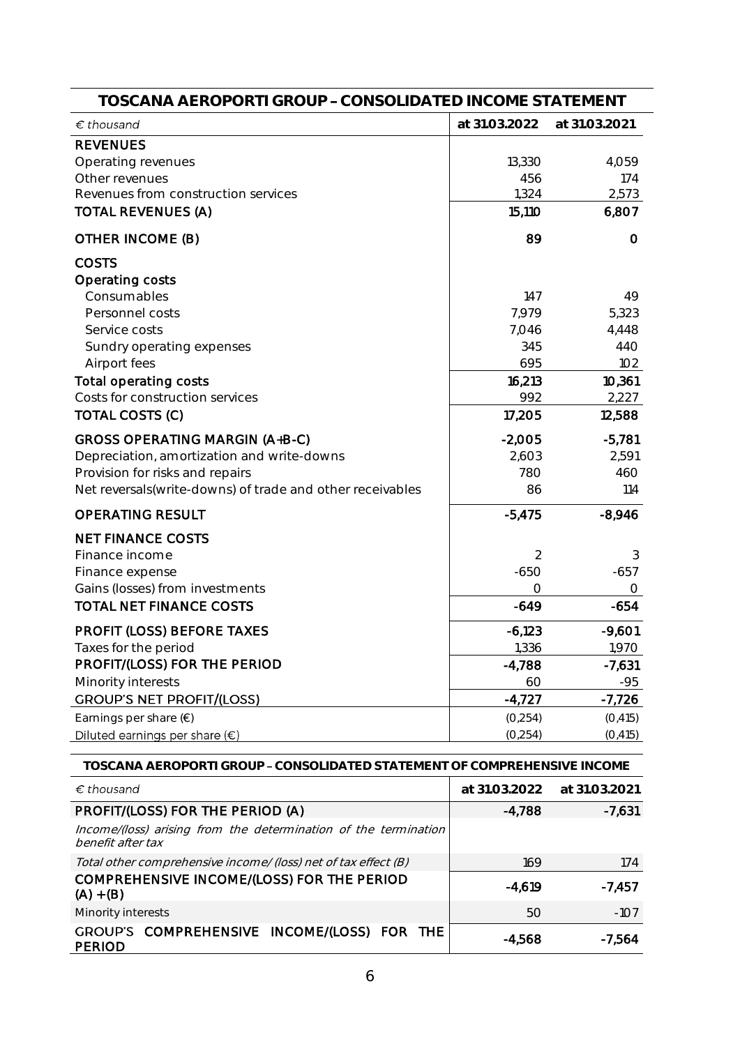## TOSCANA AEROPORTI GROUP – CONSOLIDATED INCOME STATEMENT

| *€ thousand* | at 31.03.2022 | at 31.03.2021 |
|---|---|---|
| **REVENUES** | | |
| Operating revenues | 13,330 | 4,059 |
| Other revenues | 456 | 174 |
| Revenues from construction services | 1,324 | 2,573 |
| **TOTAL REVENUES (A)** | **15,110** | **6,807** |
| **OTHER INCOME (B)** | **89** | **0** |
| **COSTS** | | |
| **Operating costs** | | |
| Consumables | 147 | 49 |
| Personnel costs | 7,979 | 5,323 |
| Service costs | 7,046 | 4,448 |
| Sundry operating expenses | 345 | 440 |
| Airport fees | 695 | 102 |
| **Total operating costs** | **16,213** | **10,361** |
| Costs for construction services | 992 | 2,227 |
| **TOTAL COSTS (C)** | **17,205** | **12,588** |
| **GROSS OPERATING MARGIN (A+B-C)** | **-2,005** | **-5,781** |
| Depreciation, amortization and write-downs | 2,603 | 2,591 |
| Provision for risks and repairs | 780 | 460 |
| Net reversals(write-downs) of trade and other receivables | 86 | 114 |
| **OPERATING RESULT** | **-5,475** | **-8,946** |
| **NET FINANCE COSTS** | | |
| Finance income | 2 | 3 |
| Finance expense | -650 | -657 |
| Gains (losses) from investments | 0 | 0 |
| **TOTAL NET FINANCE COSTS** | **-649** | **-654** |
| **PROFIT (LOSS) BEFORE TAXES** | **-6,123** | **-9,601** |
| Taxes for the period | 1,336 | 1,970 |
| **PROFIT/(LOSS) FOR THE PERIOD** | **-4,788** | **-7,631** |
| Minority interests | 60 | -95 |
| **GROUP'S NET PROFIT/(LOSS)** | **-4,727** | **-7,726** |
| Earnings per share (€) | (0,254) | (0,415) |
| Diluted earnings per share (€) | (0,254) | (0,415) |

## TOSCANA AEROPORTI GROUP – CONSOLIDATED STATEMENT OF COMPREHENSIVE INCOME

| *€ thousand* | at 31.03.2022 | at 31.03.2021 |
|---|---|---|
| **PROFIT/(LOSS) FOR THE PERIOD (A)** | **-4,788** | **-7,631** |
| *Income/(loss) arising from the determination of the termination benefit after tax* | | |
| *Total other comprehensive income/ (loss) net of tax effect (B)* | 169 | 174 |
| **COMPREHENSIVE INCOME/(LOSS) FOR THE PERIOD (A) + (B)** | **-4,619** | **-7,457** |
| Minority interests | 50 | -107 |
| **GROUP'S COMPREHENSIVE INCOME/(LOSS) FOR THE PERIOD** | **-4,568** | **-7,564** |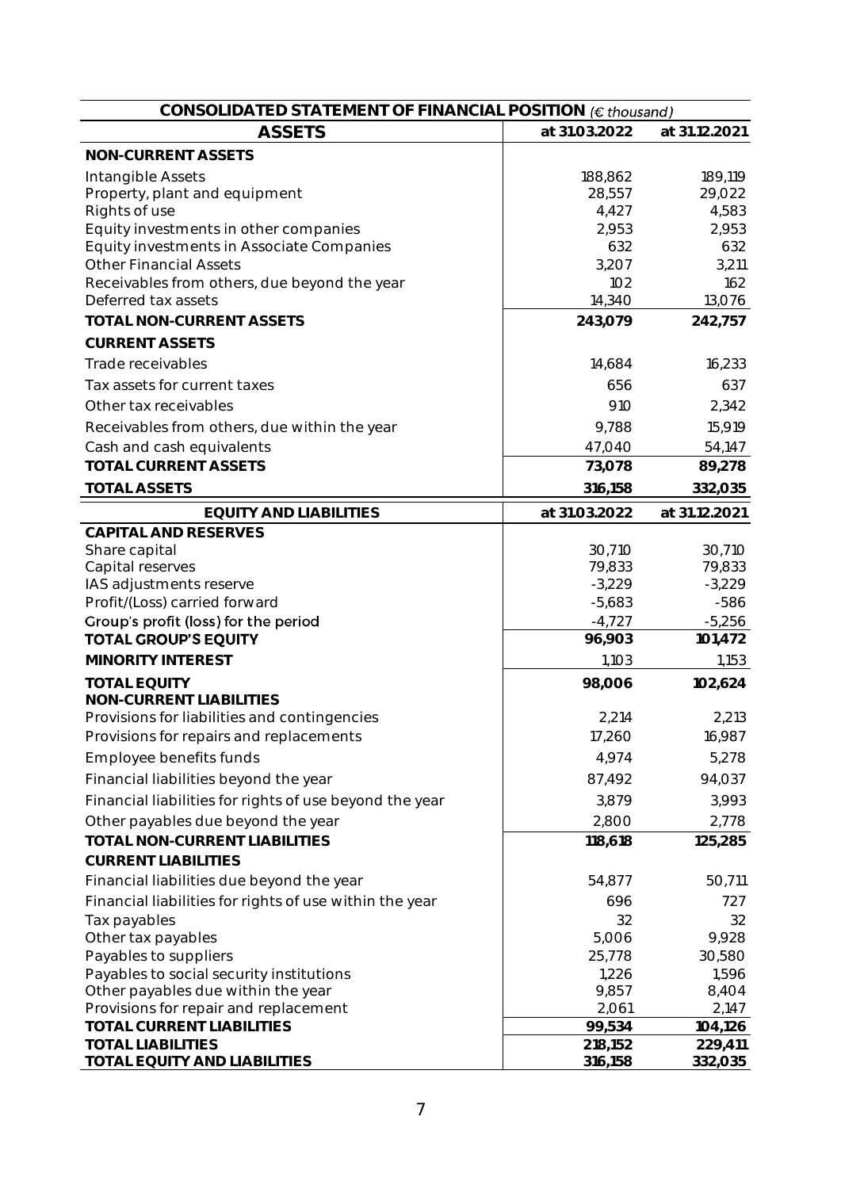| CONSOLIDATED STATEMENT OF FINANCIAL POSITION *(€ thousand)* | | |
|---|---|---|
| **ASSETS** | **at 31.03.2022** | **at 31.12.2021** |
| **NON-CURRENT ASSETS** | | |
| Intangible Assets | 188,862 | 189,119 |
| Property, plant and equipment | 28,557 | 29,022 |
| Rights of use | 4,427 | 4,583 |
| Equity investments in other companies | 2,953 | 2,953 |
| Equity investments in Associate Companies | 632 | 632 |
| Other Financial Assets | 3,207 | 3,211 |
| Receivables from others, due beyond the year | 102 | 162 |
| Deferred tax assets | 14,340 | 13,076 |
| **TOTAL NON-CURRENT ASSETS** | **243,079** | **242,757** |
| **CURRENT ASSETS** | | |
| Trade receivables | 14,684 | 16,233 |
| Tax assets for current taxes | 656 | 637 |
| Other tax receivables | 910 | 2,342 |
| Receivables from others, due within the year | 9,788 | 15,919 |
| Cash and cash equivalents | 47,040 | 54,147 |
| **TOTAL CURRENT ASSETS** | **73,078** | **89,278** |
| **TOTAL ASSETS** | **316,158** | **332,035** |
| **EQUITY AND LIABILITIES** | **at 31.03.2022** | **at 31.12.2021** |
| **CAPITAL AND RESERVES** | | |
| Share capital | 30,710 | 30,710 |
| Capital reserves | 79,833 | 79,833 |
| IAS adjustments reserve | -3,229 | -3,229 |
| Profit/(Loss) carried forward | -5,683 | -586 |
| Group's profit (loss) for the period | -4,727 | -5,256 |
| **TOTAL GROUP'S EQUITY** | **96,903** | **101,472** |
| **MINORITY INTEREST** | 1,103 | 1,153 |
| **TOTAL EQUITY** | **98,006** | **102,624** |
| **NON-CURRENT LIABILITIES** | | |
| Provisions for liabilities and contingencies | 2,214 | 2,213 |
| Provisions for repairs and replacements | 17,260 | 16,987 |
| Employee benefits funds | 4,974 | 5,278 |
| Financial liabilities beyond the year | 87,492 | 94,037 |
| Financial liabilities for rights of use beyond the year | 3,879 | 3,993 |
| Other payables due beyond the year | 2,800 | 2,778 |
| **TOTAL NON-CURRENT LIABILITIES** | **118,618** | **125,285** |
| **CURRENT LIABILITIES** | | |
| Financial liabilities due beyond the year | 54,877 | 50,711 |
| Financial liabilities for rights of use within the year | 696 | 727 |
| Tax payables | 32 | 32 |
| Other tax payables | 5,006 | 9,928 |
| Payables to suppliers | 25,778 | 30,580 |
| Payables to social security institutions | 1,226 | 1,596 |
| Other payables due within the year | 9,857 | 8,404 |
| Provisions for repair and replacement | 2,061 | 2,147 |
| **TOTAL CURRENT LIABILITIES** | **99,534** | **104,126** |
| **TOTAL LIABILITIES** | **218,152** | **229,411** |
| **TOTAL EQUITY AND LIABILITIES** | **316,158** | **332,035** |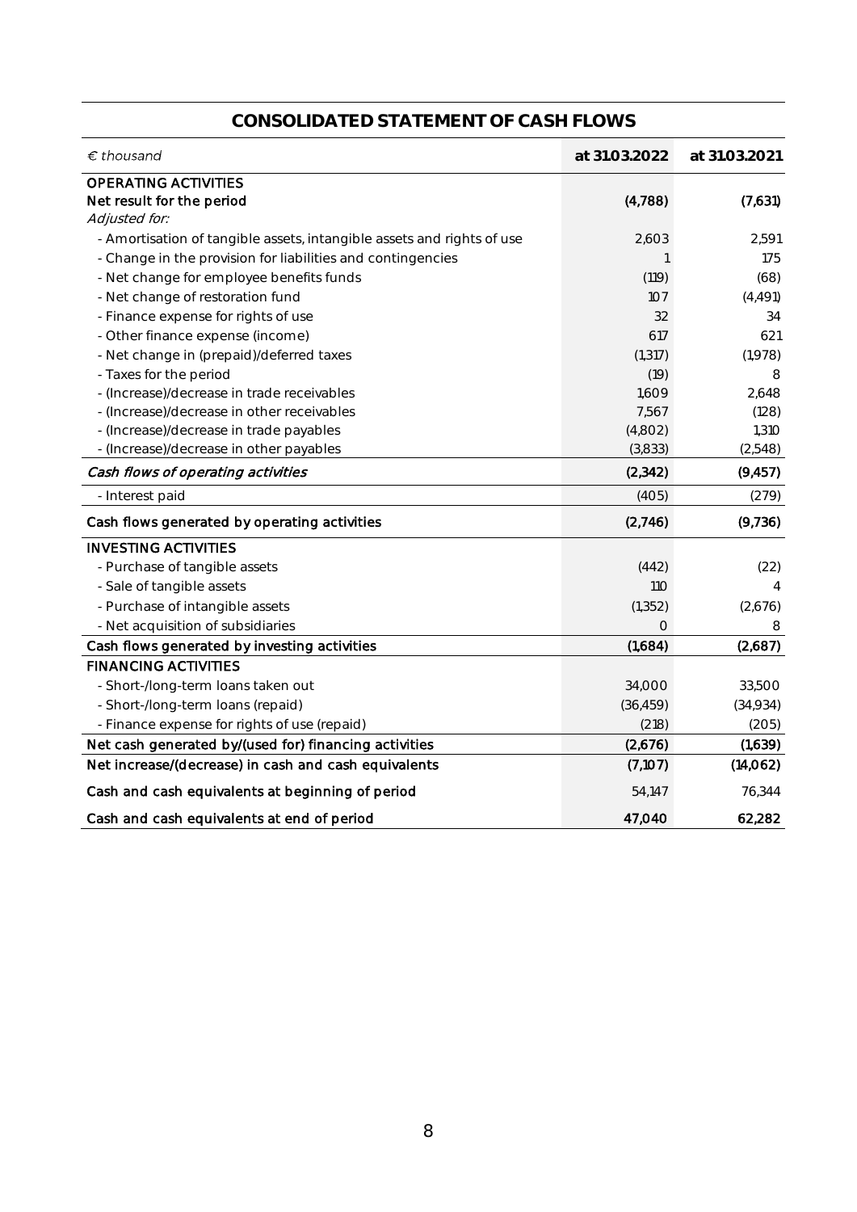## CONSOLIDATED STATEMENT OF CASH FLOWS

| *€ thousand* | at 31.03.2022 | at 31.03.2021 |
|---|---|---|
| OPERATING ACTIVITIES | | |
| Net result for the period | (4,788) | (7,631) |
| *Adjusted for:* | | |
| - Amortisation of tangible assets, intangible assets and rights of use | 2,603 | 2,591 |
| - Change in the provision for liabilities and contingencies | 1 | 175 |
| - Net change for employee benefits funds | (119) | (68) |
| - Net change of restoration fund | 107 | (4,491) |
| - Finance expense for rights of use | 32 | 34 |
| - Other finance expense (income) | 617 | 621 |
| - Net change in (prepaid)/deferred taxes | (1,317) | (1,978) |
| - Taxes for the period | (19) | 8 |
| - (Increase)/decrease in trade receivables | 1,609 | 2,648 |
| - (Increase)/decrease in other receivables | 7,567 | (128) |
| - (Increase)/decrease in trade payables | (4,802) | 1,310 |
| - (Increase)/decrease in other payables | (3,833) | (2,548) |
| *Cash flows of operating activities* | (2,342) | (9,457) |
| - Interest paid | (405) | (279) |
| Cash flows generated by operating activities | (2,746) | (9,736) |
| INVESTING ACTIVITIES | | |
| - Purchase of tangible assets | (442) | (22) |
| - Sale of tangible assets | 110 | 4 |
| - Purchase of intangible assets | (1,352) | (2,676) |
| - Net acquisition of subsidiaries | 0 | 8 |
| Cash flows generated by investing activities | (1,684) | (2,687) |
| FINANCING ACTIVITIES | | |
| - Short-/long-term loans taken out | 34,000 | 33,500 |
| - Short-/long-term loans (repaid) | (36,459) | (34,934) |
| - Finance expense for rights of use (repaid) | (218) | (205) |
| Net cash generated by/(used for) financing activities | (2,676) | (1,639) |
| Net increase/(decrease) in cash and cash equivalents | (7,107) | (14,062) |
| Cash and cash equivalents at beginning of period | 54,147 | 76,344 |
| Cash and cash equivalents at end of period | 47,040 | 62,282 |